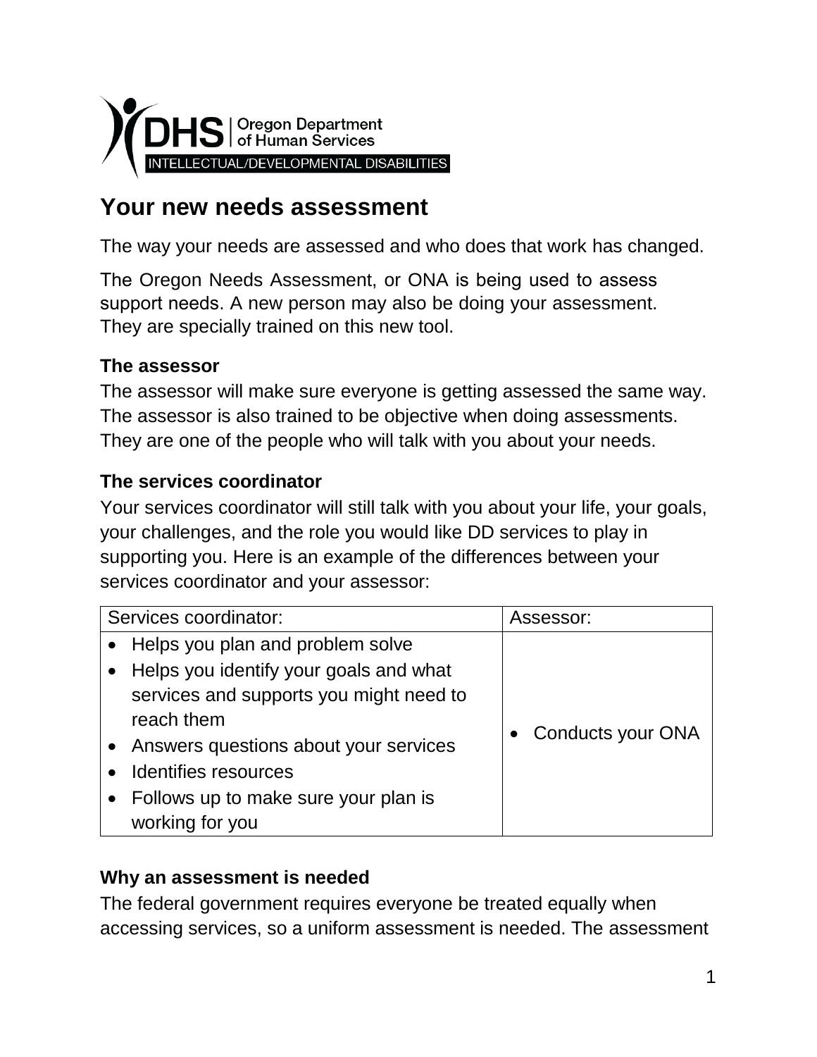Oregon Department of Human Services
INTELLECTUAL/DEVELOPMENTAL DISABILITIES

# Your new needs assessment

The way your needs are assessed and who does that work has changed.

The Oregon Needs Assessment, or ONA is being used to assess support needs. A new person may also be doing your assessment. They are specially trained on this new tool.

### The assessor

The assessor will make sure everyone is getting assessed the same way. The assessor is also trained to be objective when doing assessments. They are one of the people who will talk with you about your needs.

### The services coordinator

Your services coordinator will still talk with you about your life, your goals, your challenges, and the role you would like DD services to play in supporting you. Here is an example of the differences between your services coordinator and your assessor:

| Services coordinator: | Assessor: |
|---|---|
| • Helps you plan and problem solve<br>• Helps you identify your goals and what services and supports you might need to reach them<br>• Answers questions about your services<br>• Identifies resources<br>• Follows up to make sure your plan is working for you | • Conducts your ONA |

### Why an assessment is needed

The federal government requires everyone be treated equally when accessing services, so a uniform assessment is needed. The assessment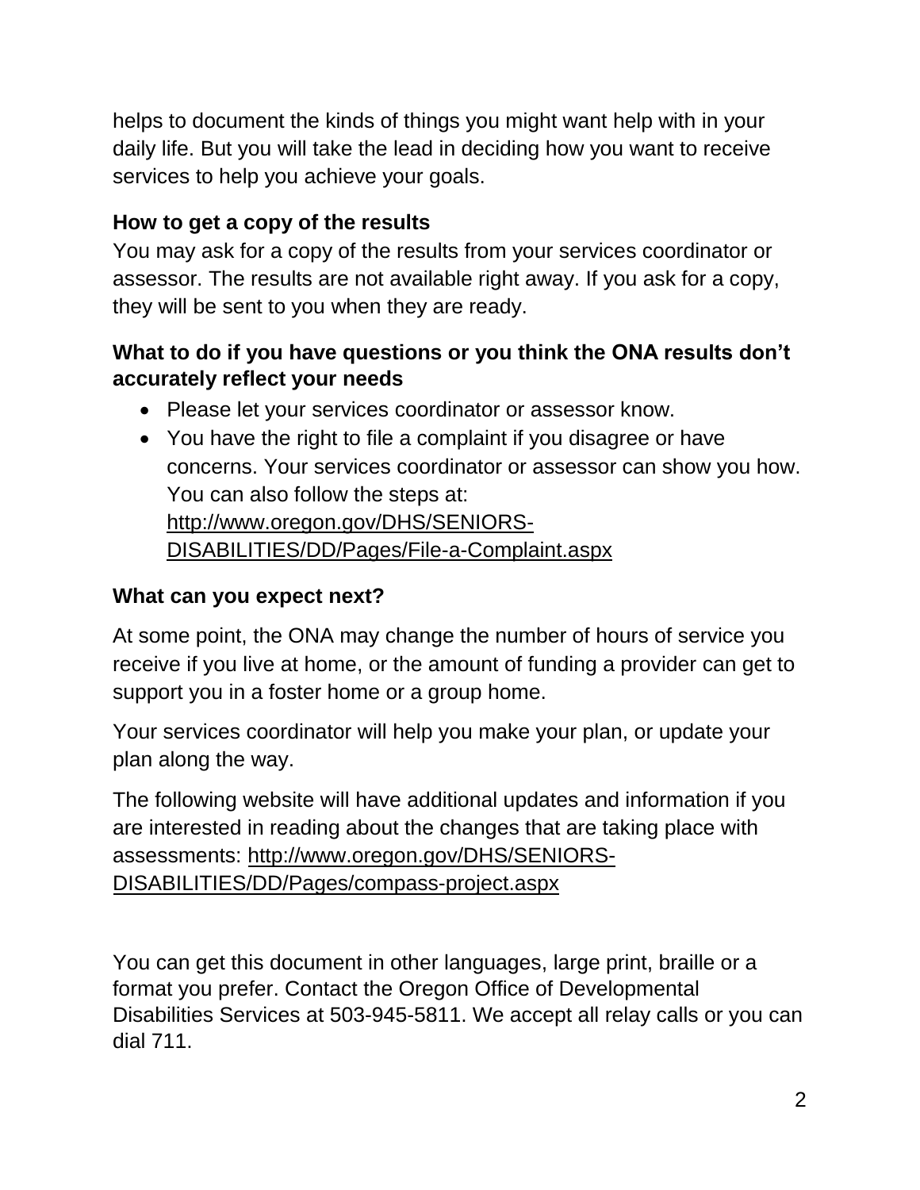helps to document the kinds of things you might want help with in your daily life. But you will take the lead in deciding how you want to receive services to help you achieve your goals.

### How to get a copy of the results

You may ask for a copy of the results from your services coordinator or assessor. The results are not available right away. If you ask for a copy, they will be sent to you when they are ready.

### What to do if you have questions or you think the ONA results don't accurately reflect your needs

- Please let your services coordinator or assessor know.
- You have the right to file a complaint if you disagree or have concerns. Your services coordinator or assessor can show you how. You can also follow the steps at: http://www.oregon.gov/DHS/SENIORS-DISABILITIES/DD/Pages/File-a-Complaint.aspx

### What can you expect next?

At some point, the ONA may change the number of hours of service you receive if you live at home, or the amount of funding a provider can get to support you in a foster home or a group home.

Your services coordinator will help you make your plan, or update your plan along the way.

The following website will have additional updates and information if you are interested in reading about the changes that are taking place with assessments: http://www.oregon.gov/DHS/SENIORS-DISABILITIES/DD/Pages/compass-project.aspx

You can get this document in other languages, large print, braille or a format you prefer. Contact the Oregon Office of Developmental Disabilities Services at 503-945-5811. We accept all relay calls or you can dial 711.